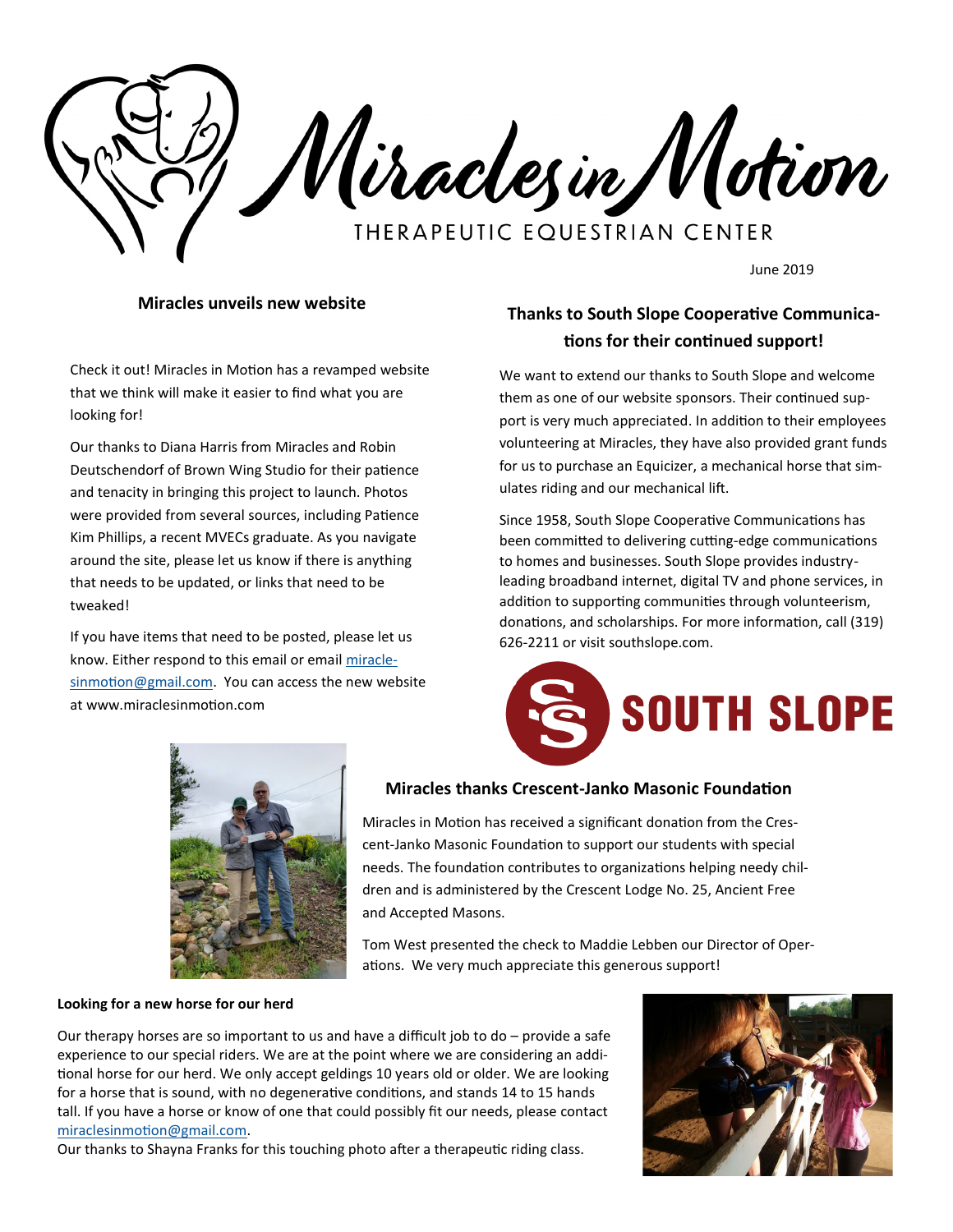# Miracles in Motion

THERAPEUTIC EQUESTRIAN CENTER

June 2019

## Miracles unveils new website

Check it out! Miracles in Motion has a revamped website that we think will make it easier to find what you are looking for!

Our thanks to Diana Harris from Miracles and Robin Deutschendorf of Brown Wing Studio for their patience and tenacity in bringing this project to launch. Photos were provided from several sources, including Patience Kim Phillips, a recent MVECs graduate. As you navigate around the site, please let us know if there is anything that needs to be updated, or links that need to be tweaked!

If you have items that need to be posted, please let us know. Either respond to this email or email miraclesinmotion@gmail.com. You can access the new website at www.miraclesinmotion.com

## Thanks to South Slope Cooperative Communications for their continued support!

We want to extend our thanks to South Slope and welcome them as one of our website sponsors. Their continued support is very much appreciated. In addition to their employees volunteering at Miracles, they have also provided grant funds for us to purchase an Equicizer, a mechanical horse that simulates riding and our mechanical lift.

Since 1958, South Slope Cooperative Communications has been committed to delivering cutting-edge communications to homes and businesses. South Slope provides industry-leading broadband internet, digital TV and phone services, in addition to supporting communities through volunteerism, donations, and scholarships. For more information, call (319) 626-2211 or visit southslope.com.

SOUTH SLOPE

## Miracles thanks Crescent-Janko Masonic Foundation

Miracles in Motion has received a significant donation from the Crescent-Janko Masonic Foundation to support our students with special needs. The foundation contributes to organizations helping needy children and is administered by the Crescent Lodge No. 25, Ancient Free and Accepted Masons.

Tom West presented the check to Maddie Lebben our Director of Operations. We very much appreciate this generous support!

## Looking for a new horse for our herd

Our therapy horses are so important to us and have a difficult job to do – provide a safe experience to our special riders. We are at the point where we are considering an additional horse for our herd. We only accept geldings 10 years old or older. We are looking for a horse that is sound, with no degenerative conditions, and stands 14 to 15 hands tall. If you have a horse or know of one that could possibly fit our needs, please contact miraclesinmotion@gmail.com.

Our thanks to Shayna Franks for this touching photo after a therapeutic riding class.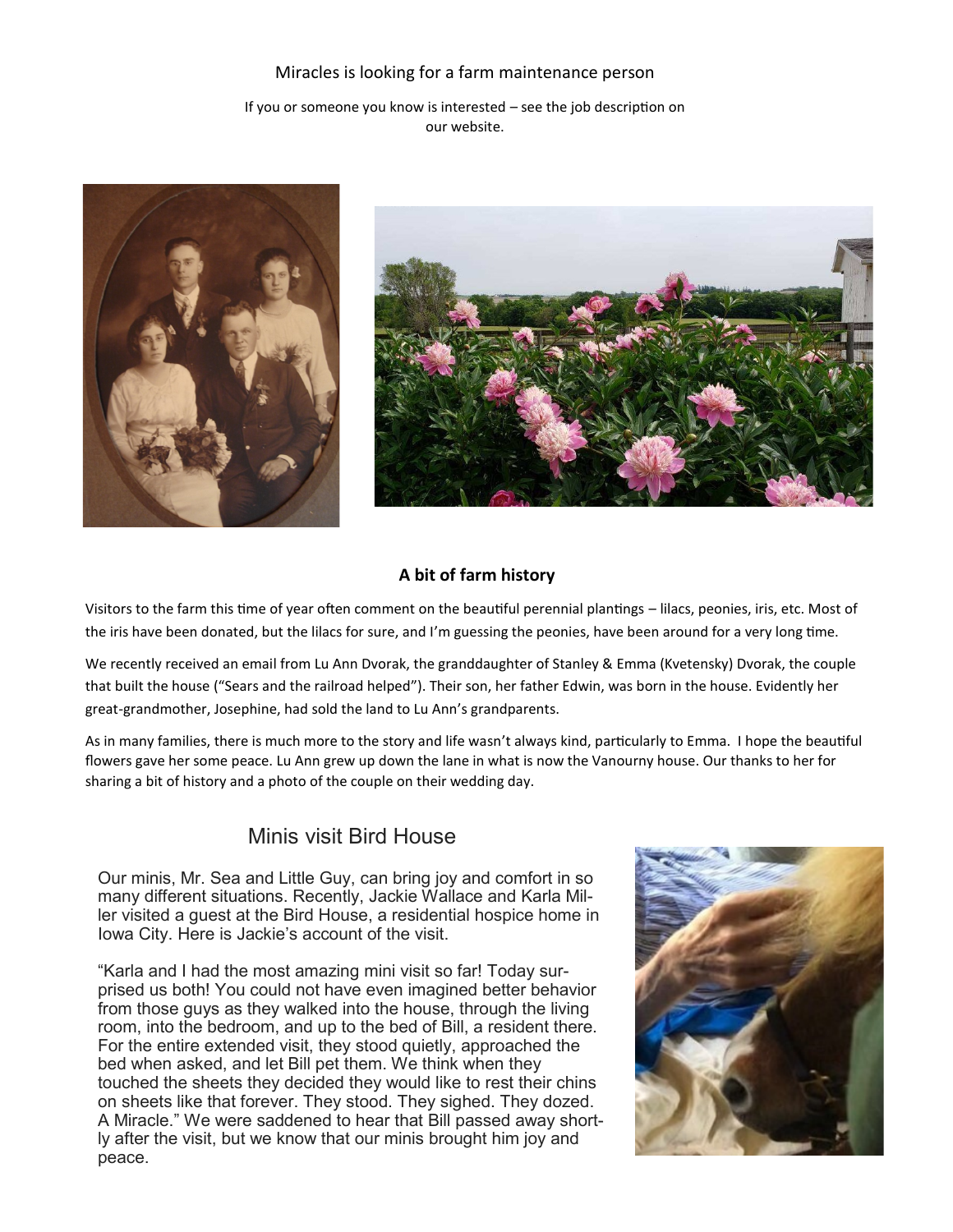Miracles is looking for a farm maintenance person

If you or someone you know is interested – see the job description on our website.

## A bit of farm history

Visitors to the farm this time of year often comment on the beautiful perennial plantings – lilacs, peonies, iris, etc. Most of the iris have been donated, but the lilacs for sure, and I'm guessing the peonies, have been around for a very long time.

We recently received an email from Lu Ann Dvorak, the granddaughter of Stanley & Emma (Kvetensky) Dvorak, the couple that built the house ("Sears and the railroad helped"). Their son, her father Edwin, was born in the house. Evidently her great-grandmother, Josephine, had sold the land to Lu Ann's grandparents.

As in many families, there is much more to the story and life wasn't always kind, particularly to Emma. I hope the beautiful flowers gave her some peace. Lu Ann grew up down the lane in what is now the Vanourny house. Our thanks to her for sharing a bit of history and a photo of the couple on their wedding day.

## Minis visit Bird House

Our minis, Mr. Sea and Little Guy, can bring joy and comfort in so many different situations. Recently, Jackie Wallace and Karla Miller visited a guest at the Bird House, a residential hospice home in Iowa City. Here is Jackie's account of the visit.

"Karla and I had the most amazing mini visit so far! Today surprised us both! You could not have even imagined better behavior from those guys as they walked into the house, through the living room, into the bedroom, and up to the bed of Bill, a resident there. For the entire extended visit, they stood quietly, approached the bed when asked, and let Bill pet them. We think when they touched the sheets they decided they would like to rest their chins on sheets like that forever. They stood. They sighed. They dozed. A Miracle." We were saddened to hear that Bill passed away shortly after the visit, but we know that our minis brought him joy and peace.